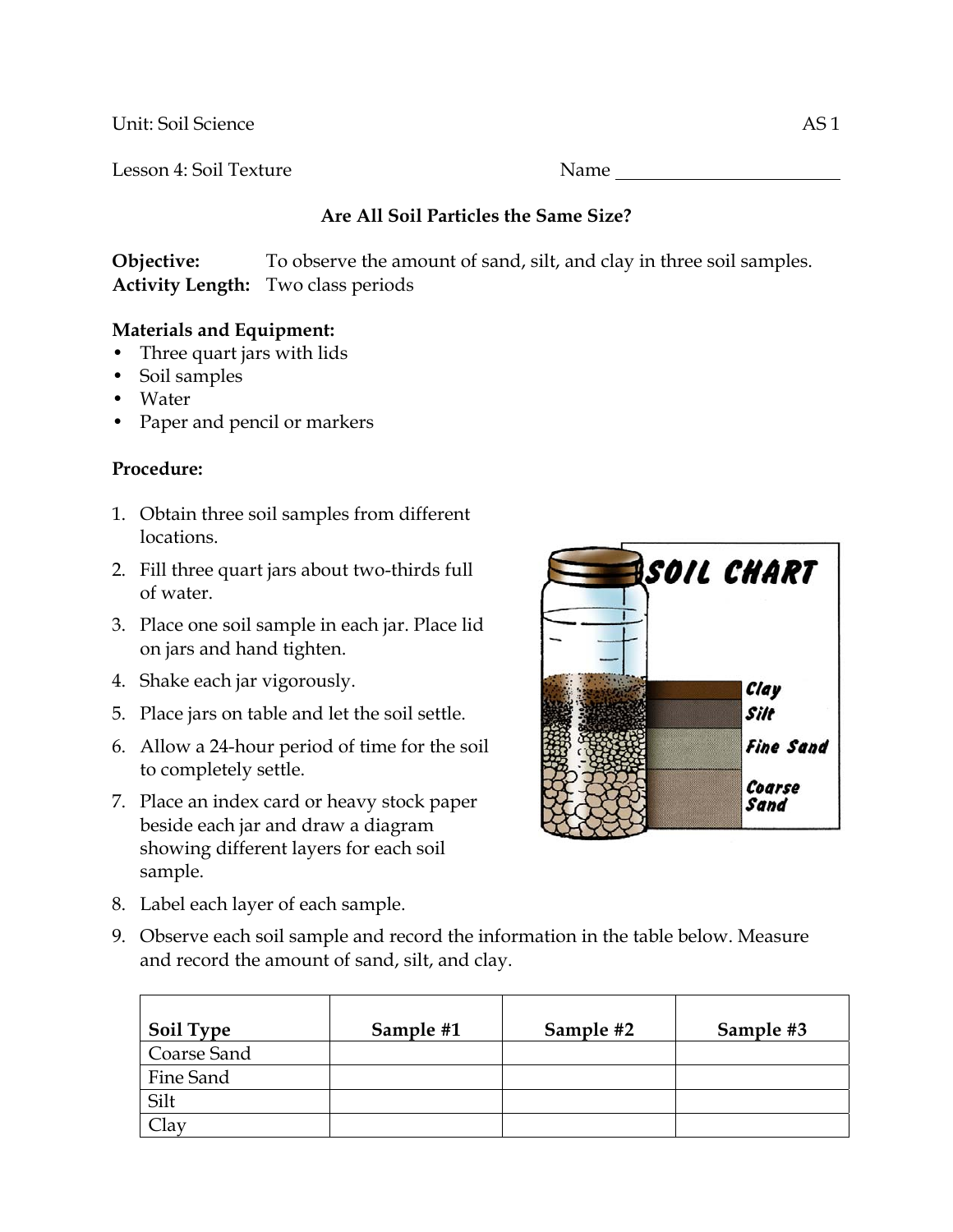Unit: Soil Science AS 1

Lesson 4: Soil Texture Name ________________________

## Are All Soil Particles the Same Size?

**Objective:** To observe the amount of sand, silt, and clay in three soil samples.
**Activity Length:** Two class periods

**Materials and Equipment:**

- Three quart jars with lids
- Soil samples
- Water
- Paper and pencil or markers

**Procedure:**

1. Obtain three soil samples from different locations.
2. Fill three quart jars about two-thirds full of water.
3. Place one soil sample in each jar. Place lid on jars and hand tighten.
4. Shake each jar vigorously.
5. Place jars on table and let the soil settle.
6. Allow a 24-hour period of time for the soil to completely settle.
7. Place an index card or heavy stock paper beside each jar and draw a diagram showing different layers for each soil sample.
8. Label each layer of each sample.
9. Observe each soil sample and record the information in the table below. Measure and record the amount of sand, silt, and clay.

| Soil Type | Sample #1 | Sample #2 | Sample #3 |
|---|---|---|---|
| Coarse Sand | | | |
| Fine Sand | | | |
| Silt | | | |
| Clay | | | |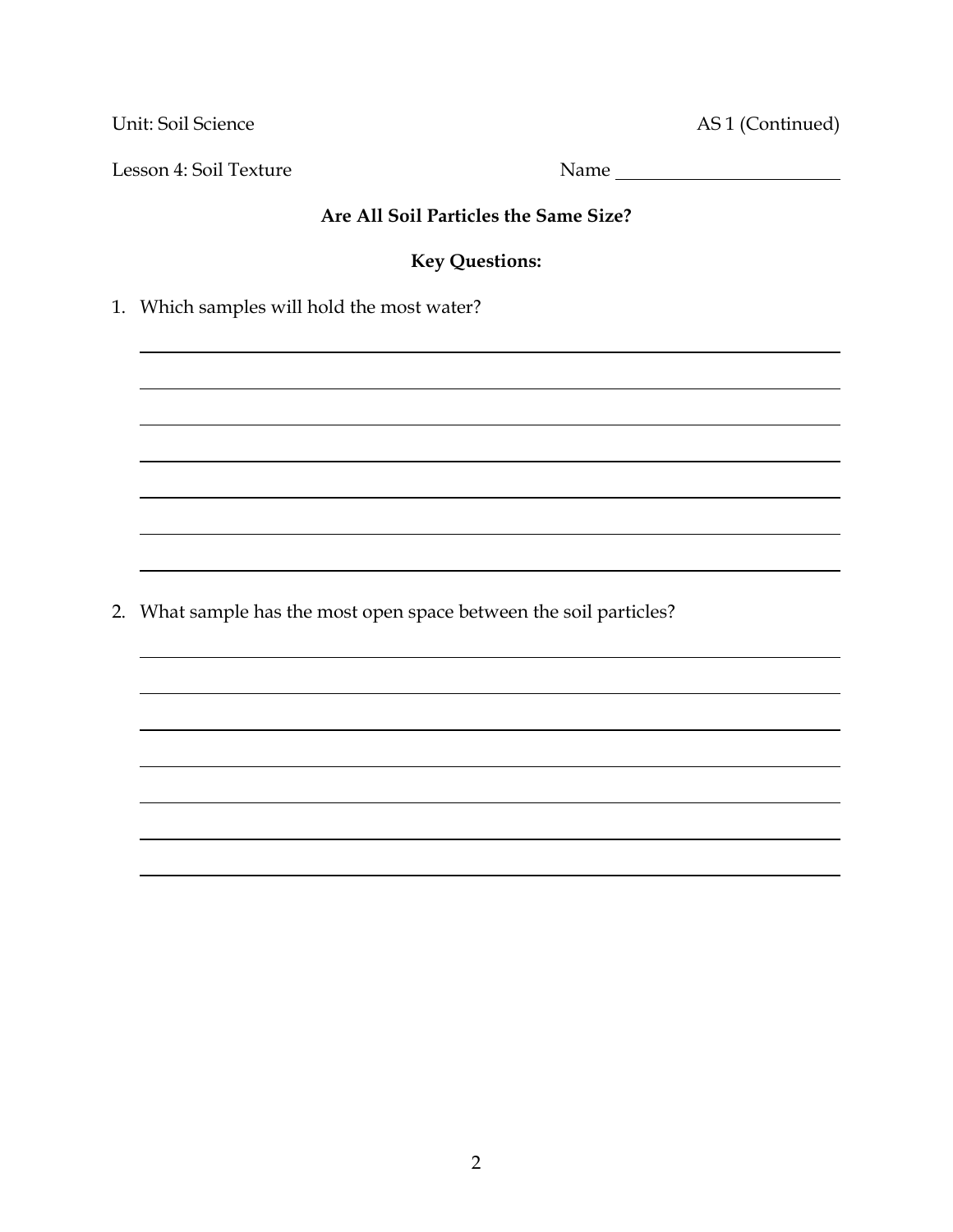Unit: Soil Science | AS 1 (Continued)

Lesson 4: Soil Texture | Name ______________________

## Are All Soil Particles the Same Size?

### Key Questions:

1. Which samples will hold the most water?

______________________________________________________________________

______________________________________________________________________

______________________________________________________________________

______________________________________________________________________

______________________________________________________________________

______________________________________________________________________

______________________________________________________________________

2. What sample has the most open space between the soil particles?

______________________________________________________________________

______________________________________________________________________

______________________________________________________________________

______________________________________________________________________

______________________________________________________________________

______________________________________________________________________

______________________________________________________________________